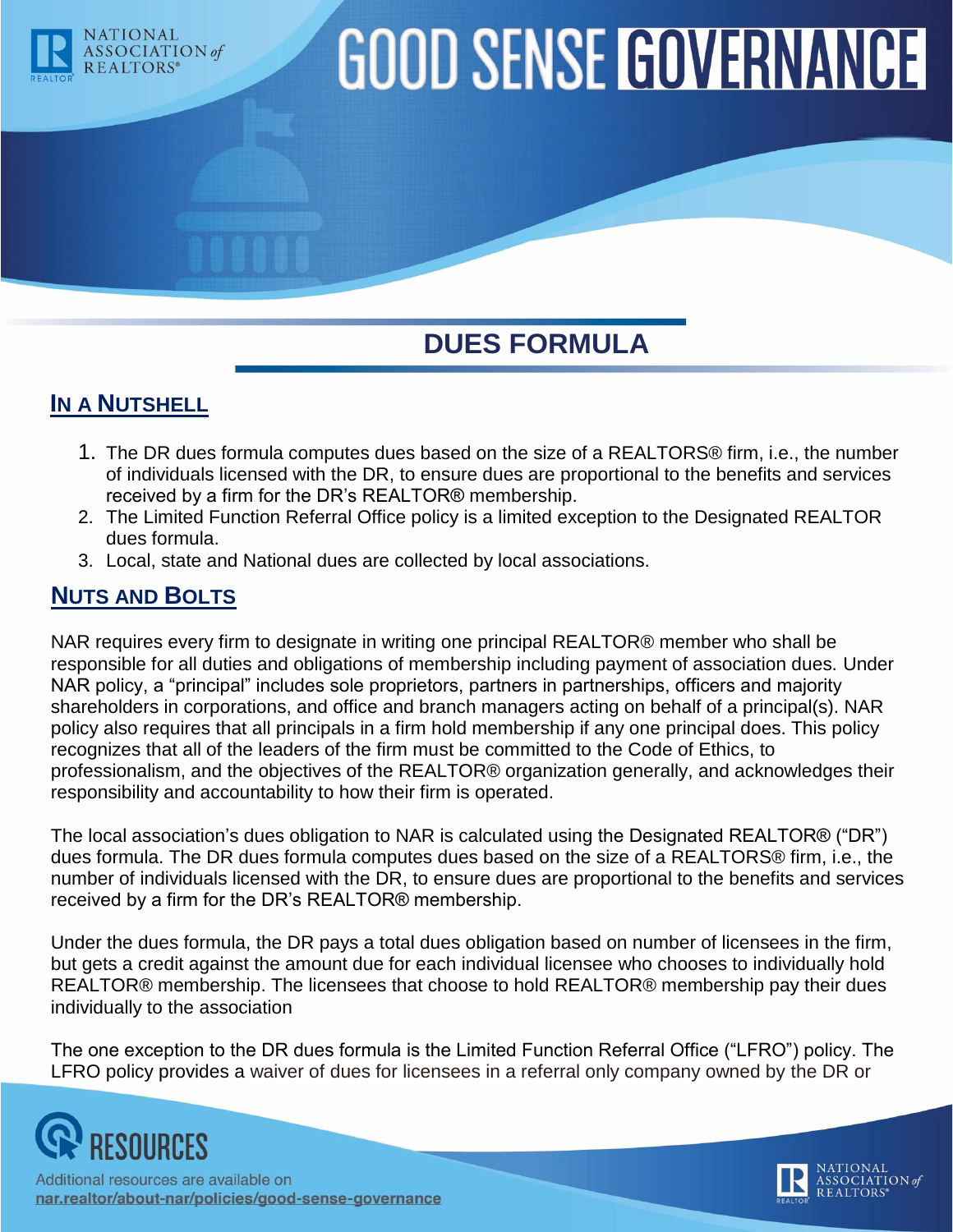# GOOD SENSE GOVERNANCE

## DUES FORMULA

### IN A NUTSHELL

1. The DR dues formula computes dues based on the size of a REALTORS® firm, i.e., the number of individuals licensed with the DR, to ensure dues are proportional to the benefits and services received by a firm for the DR's REALTOR® membership.
2. The Limited Function Referral Office policy is a limited exception to the Designated REALTOR dues formula.
3. Local, state and National dues are collected by local associations.

### NUTS AND BOLTS

NAR requires every firm to designate in writing one principal REALTOR® member who shall be responsible for all duties and obligations of membership including payment of association dues. Under NAR policy, a "principal" includes sole proprietors, partners in partnerships, officers and majority shareholders in corporations, and office and branch managers acting on behalf of a principal(s). NAR policy also requires that all principals in a firm hold membership if any one principal does. This policy recognizes that all of the leaders of the firm must be committed to the Code of Ethics, to professionalism, and the objectives of the REALTOR® organization generally, and acknowledges their responsibility and accountability to how their firm is operated.

The local association's dues obligation to NAR is calculated using the Designated REALTOR® ("DR") dues formula. The DR dues formula computes dues based on the size of a REALTORS® firm, i.e., the number of individuals licensed with the DR, to ensure dues are proportional to the benefits and services received by a firm for the DR's REALTOR® membership.

Under the dues formula, the DR pays a total dues obligation based on number of licensees in the firm, but gets a credit against the amount due for each individual licensee who chooses to individually hold REALTOR® membership. The licensees that choose to hold REALTOR® membership pay their dues individually to the association

The one exception to the DR dues formula is the Limited Function Referral Office ("LFRO") policy. The LFRO policy provides a waiver of dues for licensees in a referral only company owned by the DR or

RESOURCES

Additional resources are available on nar.realtor/about-nar/policies/good-sense-governance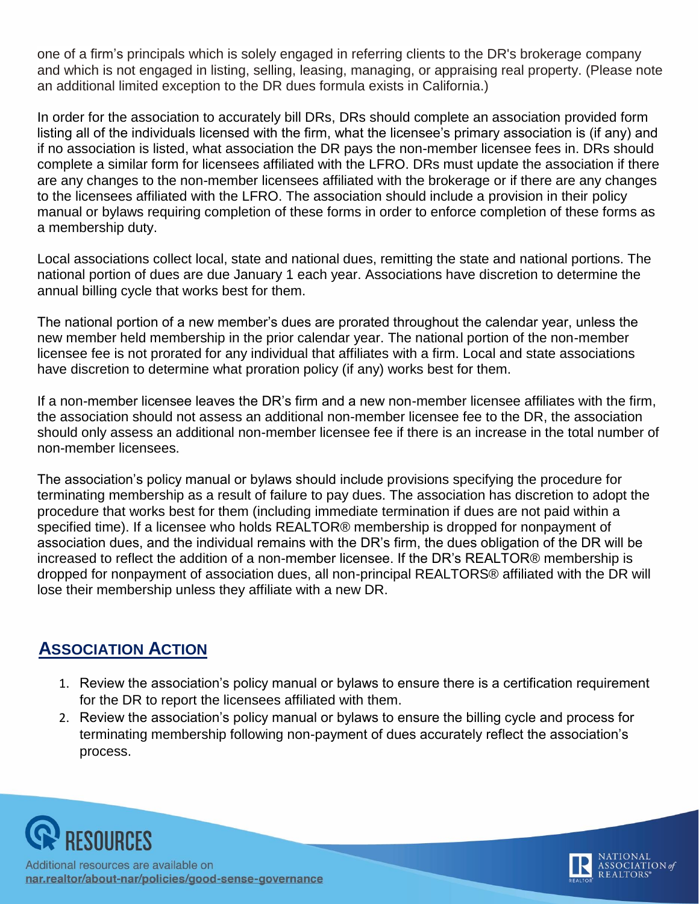one of a firm's principals which is solely engaged in referring clients to the DR's brokerage company and which is not engaged in listing, selling, leasing, managing, or appraising real property. (Please note an additional limited exception to the DR dues formula exists in California.)

In order for the association to accurately bill DRs, DRs should complete an association provided form listing all of the individuals licensed with the firm, what the licensee's primary association is (if any) and if no association is listed, what association the DR pays the non-member licensee fees in. DRs should complete a similar form for licensees affiliated with the LFRO. DRs must update the association if there are any changes to the non-member licensees affiliated with the brokerage or if there are any changes to the licensees affiliated with the LFRO. The association should include a provision in their policy manual or bylaws requiring completion of these forms in order to enforce completion of these forms as a membership duty.

Local associations collect local, state and national dues, remitting the state and national portions. The national portion of dues are due January 1 each year. Associations have discretion to determine the annual billing cycle that works best for them.

The national portion of a new member's dues are prorated throughout the calendar year, unless the new member held membership in the prior calendar year. The national portion of the non-member licensee fee is not prorated for any individual that affiliates with a firm. Local and state associations have discretion to determine what proration policy (if any) works best for them.

If a non-member licensee leaves the DR's firm and a new non-member licensee affiliates with the firm, the association should not assess an additional non-member licensee fee to the DR, the association should only assess an additional non-member licensee fee if there is an increase in the total number of non-member licensees.

The association's policy manual or bylaws should include provisions specifying the procedure for terminating membership as a result of failure to pay dues. The association has discretion to adopt the procedure that works best for them (including immediate termination if dues are not paid within a specified time). If a licensee who holds REALTOR® membership is dropped for nonpayment of association dues, and the individual remains with the DR's firm, the dues obligation of the DR will be increased to reflect the addition of a non-member licensee. If the DR's REALTOR® membership is dropped for nonpayment of association dues, all non-principal REALTORS® affiliated with the DR will lose their membership unless they affiliate with a new DR.

## Association Action

1. Review the association's policy manual or bylaws to ensure there is a certification requirement for the DR to report the licensees affiliated with them.
2. Review the association's policy manual or bylaws to ensure the billing cycle and process for terminating membership following non-payment of dues accurately reflect the association's process.

**RESOURCES**

Additional resources are available on
**nar.realtor/about-nar/policies/good-sense-governance**

NATIONAL ASSOCIATION of REALTORS®